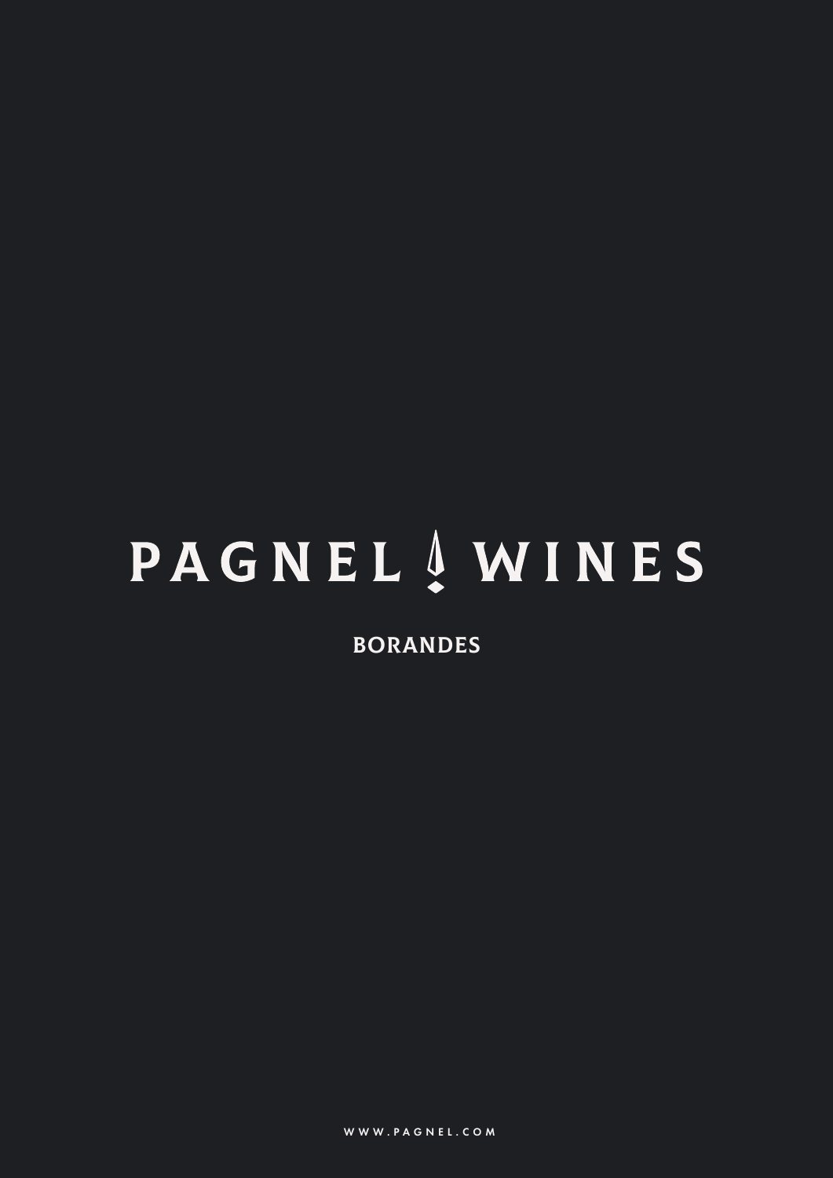# PAGNEL WINES

## BORANDES

WWW.PAGNEL.COM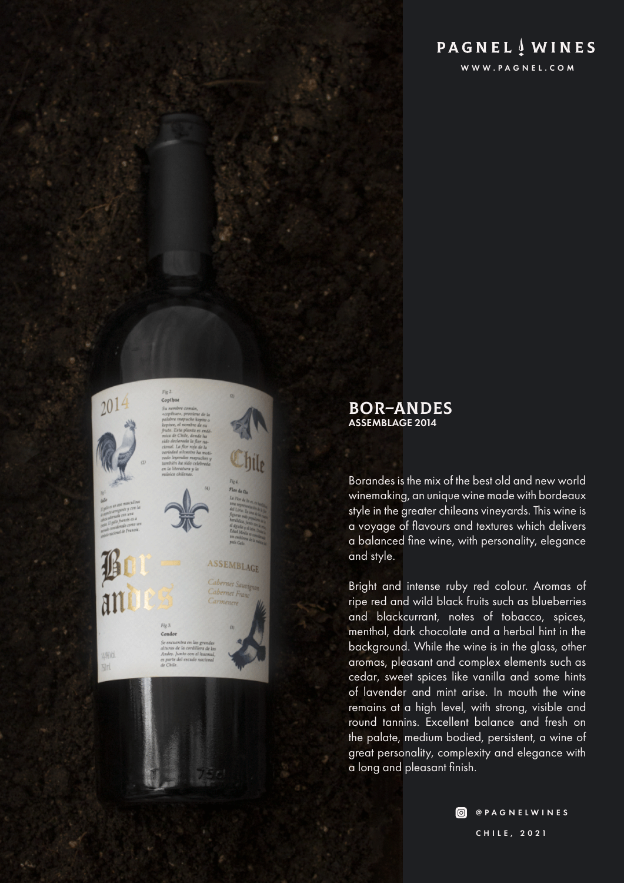PAGNEL WINES

WWW.PAGNEL.COM

## BOR–ANDES
**ASSEMBLAGE 2014**

Borandes is the mix of the best old and new world winemaking, an unique wine made with bordeaux style in the greater chileans vineyards. This wine is a voyage of flavours and textures which delivers a balanced fine wine, with personality, elegance and style.

Bright and intense ruby red colour. Aromas of ripe red and wild black fruits such as blueberries and blackcurrant, notes of tobacco, spices, menthol, dark chocolate and a herbal hint in the background. While the wine is in the glass, other aromas, pleasant and complex elements such as cedar, sweet spices like vanilla and some hints of lavender and mint arise. In mouth the wine remains at a high level, with strong, visible and round tannins. Excellent balance and fresh on the palate, medium bodied, persistent, a wine of great personality, complexity and elegance with a long and pleasant finish.

@PAGNELWINES

CHILE, 2021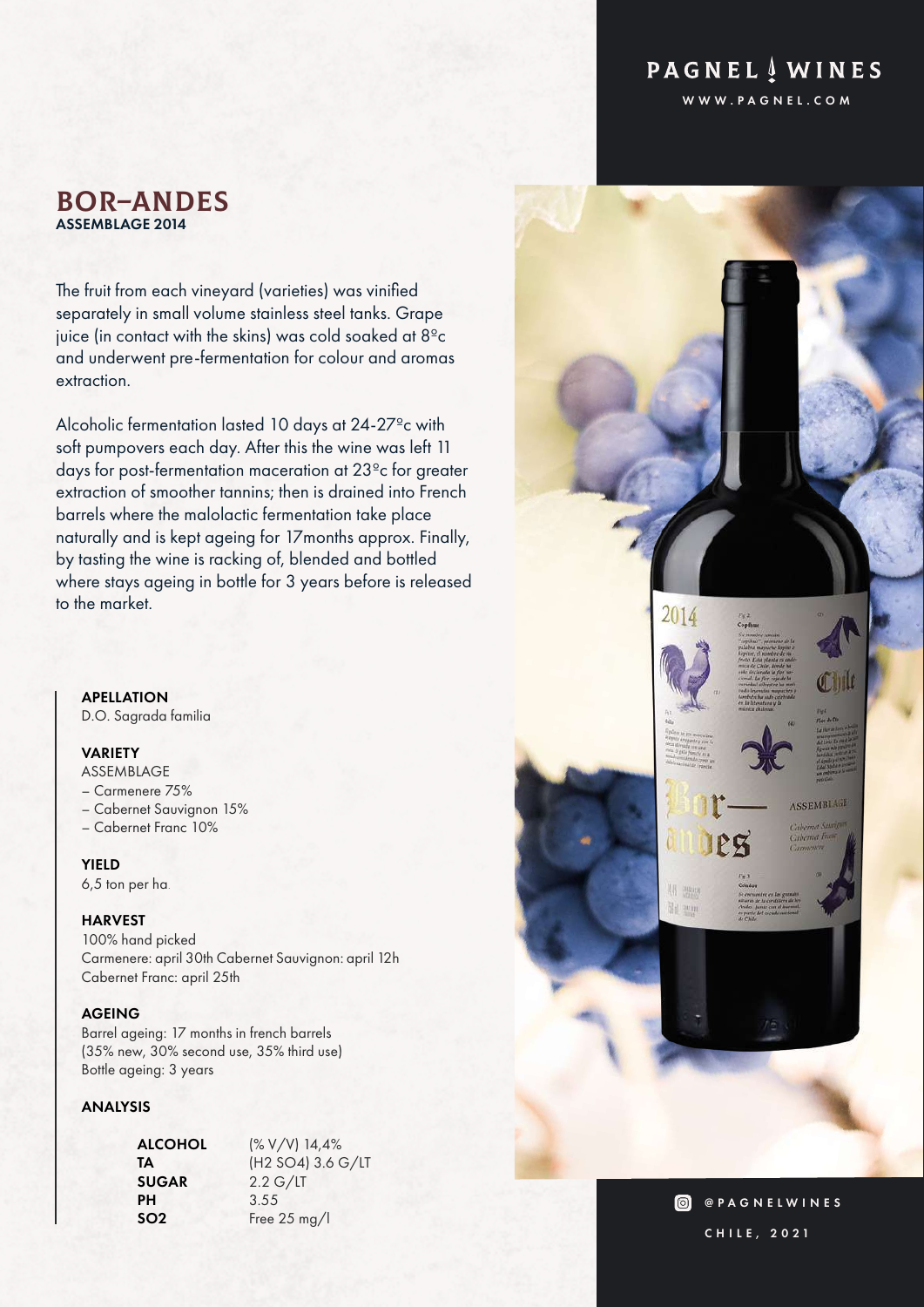PAGNEL WINES
WWW.PAGNEL.COM

# BOR–ANDES
## ASSEMBLAGE 2014

The fruit from each vineyard (varieties) was vinified separately in small volume stainless steel tanks. Grape juice (in contact with the skins) was cold soaked at 8ºc and underwent pre-fermentation for colour and aromas extraction.

Alcoholic fermentation lasted 10 days at 24-27ºc with soft pumpovers each day. After this the wine was left 11 days for post-fermentation maceration at 23ºc for greater extraction of smoother tannins; then is drained into French barrels where the malolactic fermentation take place naturally and is kept ageing for 17months approx. Finally, by tasting the wine is racking of, blended and bottled where stays ageing in bottle for 3 years before is released to the market.

**APELLATION**
D.O. Sagrada familia

**VARIETY**
ASSEMBLAGE
– Carmenere 75%
– Cabernet Sauvignon 15%
– Cabernet Franc 10%

**YIELD**
6,5 ton per ha

**HARVEST**
100% hand picked
Carmenere: april 30th Cabernet Sauvignon: april 12h
Cabernet Franc: april 25th

**AGEING**
Barrel ageing: 17 months in french barrels (35% new, 30% second use, 35% third use)
Bottle ageing: 3 years

**ANALYSIS**

| | |
|---|---|
| **ALCOHOL** | (% V/V) 14,4% |
| **TA** | ($H_2SO_4$) 3.6 G/LT |
| **SUGAR** | 2.2 G/LT |
| **PH** | 3.55 |
| **SO2** | Free 25 mg/l |

@PAGNELWINES
CHILE, 2021